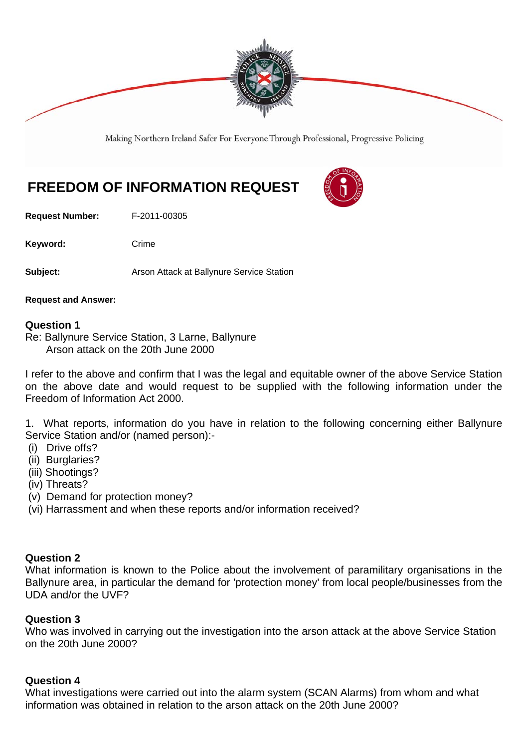Making Northern Ireland Safer For Everyone Through Professional, Progressive Policing

# FREEDOM OF INFORMATION REQUEST

**Request Number:** F-2011-00305

**Keyword:** Crime

**Subject:** Arson Attack at Ballynure Service Station

**Request and Answer:**

**Question 1**
Re: Ballynure Service Station, 3 Larne, Ballynure
Arson attack on the 20th June 2000

I refer to the above and confirm that I was the legal and equitable owner of the above Service Station on the above date and would request to be supplied with the following information under the Freedom of Information Act 2000.

1. What reports, information do you have in relation to the following concerning either Ballynure Service Station and/or (named person):-
 (i) Drive offs?
 (ii) Burglaries?
 (iii) Shootings?
 (iv) Threats?
 (v) Demand for protection money?
 (vi) Harrassment and when these reports and/or information received?

**Question 2**
What information is known to the Police about the involvement of paramilitary organisations in the Ballynure area, in particular the demand for 'protection money' from local people/businesses from the UDA and/or the UVF?

**Question 3**
Who was involved in carrying out the investigation into the arson attack at the above Service Station on the 20th June 2000?

**Question 4**
What investigations were carried out into the alarm system (SCAN Alarms) from whom and what information was obtained in relation to the arson attack on the 20th June 2000?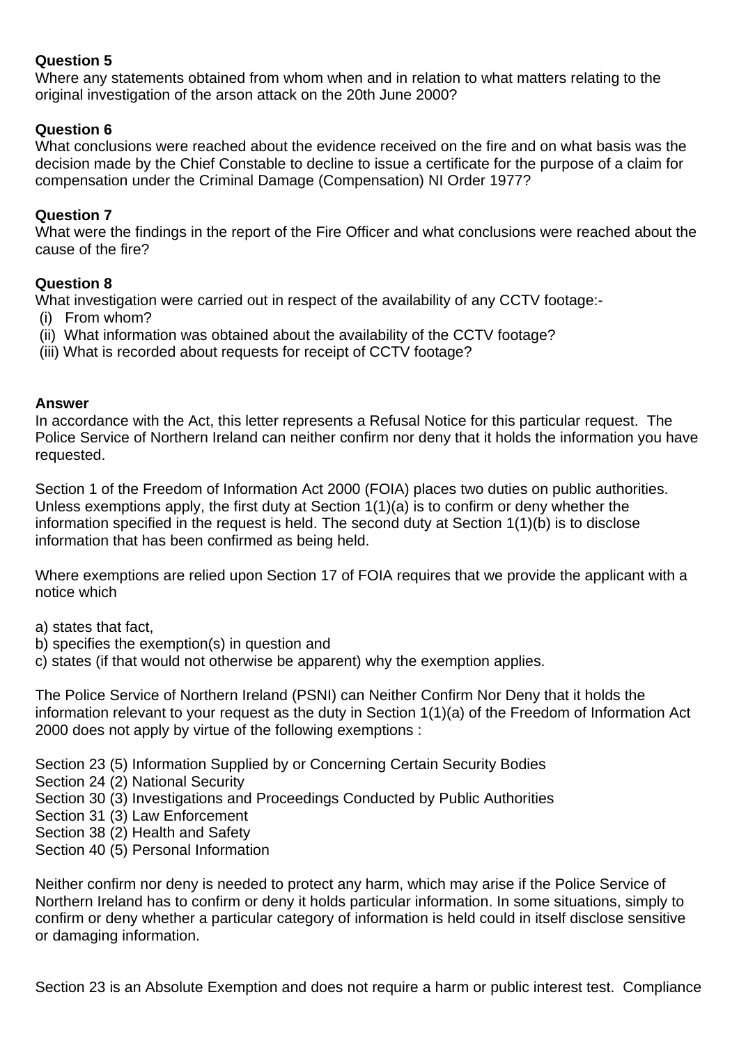**Question 5**
Where any statements obtained from whom when and in relation to what matters relating to the original investigation of the arson attack on the 20th June 2000?

**Question 6**
What conclusions were reached about the evidence received on the fire and on what basis was the decision made by the Chief Constable to decline to issue a certificate for the purpose of a claim for compensation under the Criminal Damage (Compensation) NI Order 1977?

**Question 7**
What were the findings in the report of the Fire Officer and what conclusions were reached about the cause of the fire?

**Question 8**
What investigation were carried out in respect of the availability of any CCTV footage:-
 (i)  From whom?
 (ii)  What information was obtained about the availability of the CCTV footage?
 (iii) What is recorded about requests for receipt of CCTV footage?

**Answer**
In accordance with the Act, this letter represents a Refusal Notice for this particular request. The Police Service of Northern Ireland can neither confirm nor deny that it holds the information you have requested.

Section 1 of the Freedom of Information Act 2000 (FOIA) places two duties on public authorities. Unless exemptions apply, the first duty at Section 1(1)(a) is to confirm or deny whether the information specified in the request is held. The second duty at Section 1(1)(b) is to disclose information that has been confirmed as being held.

Where exemptions are relied upon Section 17 of FOIA requires that we provide the applicant with a notice which

a) states that fact,
b) specifies the exemption(s) in question and
c) states (if that would not otherwise be apparent) why the exemption applies.

The Police Service of Northern Ireland (PSNI) can Neither Confirm Nor Deny that it holds the information relevant to your request as the duty in Section 1(1)(a) of the Freedom of Information Act 2000 does not apply by virtue of the following exemptions :

Section 23 (5) Information Supplied by or Concerning Certain Security Bodies
Section 24 (2) National Security
Section 30 (3) Investigations and Proceedings Conducted by Public Authorities
Section 31 (3) Law Enforcement
Section 38 (2) Health and Safety
Section 40 (5) Personal Information

Neither confirm nor deny is needed to protect any harm, which may arise if the Police Service of Northern Ireland has to confirm or deny it holds particular information. In some situations, simply to confirm or deny whether a particular category of information is held could in itself disclose sensitive or damaging information.

Section 23 is an Absolute Exemption and does not require a harm or public interest test. Compliance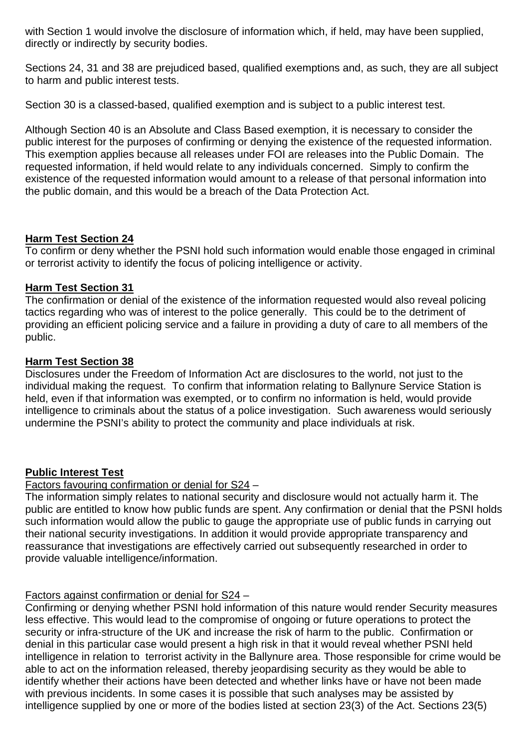with Section 1 would involve the disclosure of information which, if held, may have been supplied, directly or indirectly by security bodies.

Sections 24, 31 and 38 are prejudiced based, qualified exemptions and, as such, they are all subject to harm and public interest tests.

Section 30 is a classed-based, qualified exemption and is subject to a public interest test.

Although Section 40 is an Absolute and Class Based exemption, it is necessary to consider the public interest for the purposes of confirming or denying the existence of the requested information. This exemption applies because all releases under FOI are releases into the Public Domain. The requested information, if held would relate to any individuals concerned. Simply to confirm the existence of the requested information would amount to a release of that personal information into the public domain, and this would be a breach of the Data Protection Act.

**Harm Test Section 24**

To confirm or deny whether the PSNI hold such information would enable those engaged in criminal or terrorist activity to identify the focus of policing intelligence or activity.

**Harm Test Section 31**

The confirmation or denial of the existence of the information requested would also reveal policing tactics regarding who was of interest to the police generally. This could be to the detriment of providing an efficient policing service and a failure in providing a duty of care to all members of the public.

**Harm Test Section 38**

Disclosures under the Freedom of Information Act are disclosures to the world, not just to the individual making the request. To confirm that information relating to Ballynure Service Station is held, even if that information was exempted, or to confirm no information is held, would provide intelligence to criminals about the status of a police investigation. Such awareness would seriously undermine the PSNI's ability to protect the community and place individuals at risk.

**Public Interest Test**

Factors favouring confirmation or denial for S24 –

The information simply relates to national security and disclosure would not actually harm it. The public are entitled to know how public funds are spent. Any confirmation or denial that the PSNI holds such information would allow the public to gauge the appropriate use of public funds in carrying out their national security investigations. In addition it would provide appropriate transparency and reassurance that investigations are effectively carried out subsequently researched in order to provide valuable intelligence/information.

Factors against confirmation or denial for S24 –

Confirming or denying whether PSNI hold information of this nature would render Security measures less effective. This would lead to the compromise of ongoing or future operations to protect the security or infra-structure of the UK and increase the risk of harm to the public. Confirmation or denial in this particular case would present a high risk in that it would reveal whether PSNI held intelligence in relation to terrorist activity in the Ballynure area. Those responsible for crime would be able to act on the information released, thereby jeopardising security as they would be able to identify whether their actions have been detected and whether links have or have not been made with previous incidents. In some cases it is possible that such analyses may be assisted by intelligence supplied by one or more of the bodies listed at section 23(3) of the Act. Sections 23(5)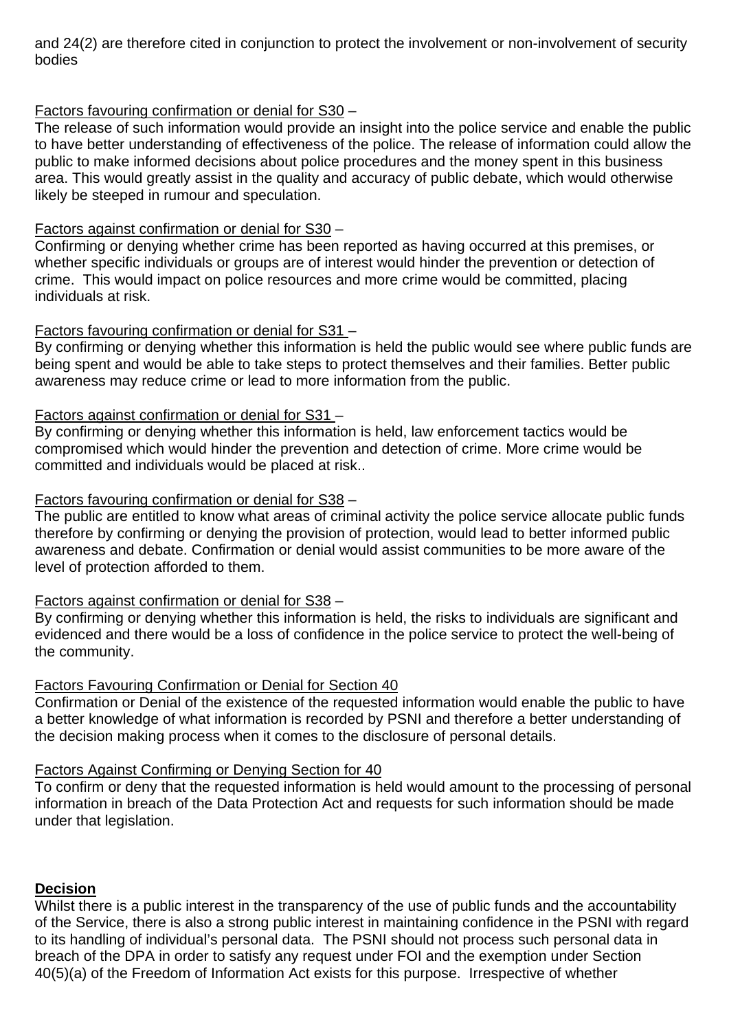and 24(2) are therefore cited in conjunction to protect the involvement or non-involvement of security bodies

<u>Factors favouring confirmation or denial for S30</u> –
The release of such information would provide an insight into the police service and enable the public to have better understanding of effectiveness of the police. The release of information could allow the public to make informed decisions about police procedures and the money spent in this business area. This would greatly assist in the quality and accuracy of public debate, which would otherwise likely be steeped in rumour and speculation.

<u>Factors against confirmation or denial for S30</u> –
Confirming or denying whether crime has been reported as having occurred at this premises, or whether specific individuals or groups are of interest would hinder the prevention or detection of crime. This would impact on police resources and more crime would be committed, placing individuals at risk.

<u>Factors favouring confirmation or denial for S31</u> –
By confirming or denying whether this information is held the public would see where public funds are being spent and would be able to take steps to protect themselves and their families. Better public awareness may reduce crime or lead to more information from the public.

<u>Factors against confirmation or denial for S31</u> –
By confirming or denying whether this information is held, law enforcement tactics would be compromised which would hinder the prevention and detection of crime. More crime would be committed and individuals would be placed at risk..

<u>Factors favouring confirmation or denial for S38</u> –
The public are entitled to know what areas of criminal activity the police service allocate public funds therefore by confirming or denying the provision of protection, would lead to better informed public awareness and debate. Confirmation or denial would assist communities to be more aware of the level of protection afforded to them.

<u>Factors against confirmation or denial for S38</u> –
By confirming or denying whether this information is held, the risks to individuals are significant and evidenced and there would be a loss of confidence in the police service to protect the well-being of the community.

<u>Factors Favouring Confirmation or Denial for Section 40</u>
Confirmation or Denial of the existence of the requested information would enable the public to have a better knowledge of what information is recorded by PSNI and therefore a better understanding of the decision making process when it comes to the disclosure of personal details.

<u>Factors Against Confirming or Denying Section for 40</u>
To confirm or deny that the requested information is held would amount to the processing of personal information in breach of the Data Protection Act and requests for such information should be made under that legislation.

**<u>Decision</u>**
Whilst there is a public interest in the transparency of the use of public funds and the accountability of the Service, there is also a strong public interest in maintaining confidence in the PSNI with regard to its handling of individual's personal data. The PSNI should not process such personal data in breach of the DPA in order to satisfy any request under FOI and the exemption under Section 40(5)(a) of the Freedom of Information Act exists for this purpose. Irrespective of whether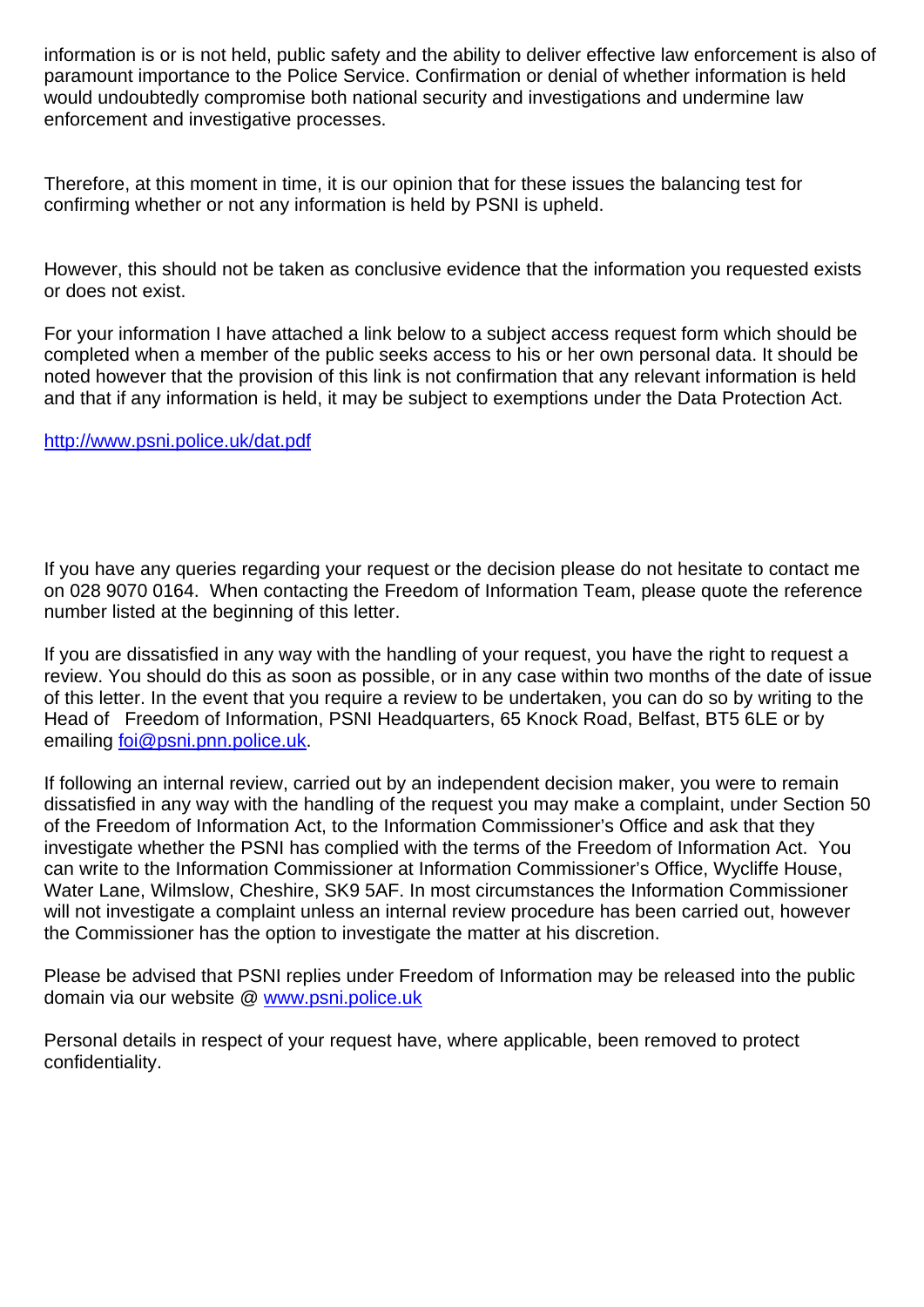information is or is not held, public safety and the ability to deliver effective law enforcement is also of paramount importance to the Police Service. Confirmation or denial of whether information is held would undoubtedly compromise both national security and investigations and undermine law enforcement and investigative processes.

Therefore, at this moment in time, it is our opinion that for these issues the balancing test for confirming whether or not any information is held by PSNI is upheld.

However, this should not be taken as conclusive evidence that the information you requested exists or does not exist.

For your information I have attached a link below to a subject access request form which should be completed when a member of the public seeks access to his or her own personal data. It should be noted however that the provision of this link is not confirmation that any relevant information is held and that if any information is held, it may be subject to exemptions under the Data Protection Act.

http://www.psni.police.uk/dat.pdf

If you have any queries regarding your request or the decision please do not hesitate to contact me on 028 9070 0164. When contacting the Freedom of Information Team, please quote the reference number listed at the beginning of this letter.

If you are dissatisfied in any way with the handling of your request, you have the right to request a review. You should do this as soon as possible, or in any case within two months of the date of issue of this letter. In the event that you require a review to be undertaken, you can do so by writing to the Head of Freedom of Information, PSNI Headquarters, 65 Knock Road, Belfast, BT5 6LE or by emailing foi@psni.pnn.police.uk.

If following an internal review, carried out by an independent decision maker, you were to remain dissatisfied in any way with the handling of the request you may make a complaint, under Section 50 of the Freedom of Information Act, to the Information Commissioner's Office and ask that they investigate whether the PSNI has complied with the terms of the Freedom of Information Act. You can write to the Information Commissioner at Information Commissioner's Office, Wycliffe House, Water Lane, Wilmslow, Cheshire, SK9 5AF. In most circumstances the Information Commissioner will not investigate a complaint unless an internal review procedure has been carried out, however the Commissioner has the option to investigate the matter at his discretion.

Please be advised that PSNI replies under Freedom of Information may be released into the public domain via our website @ www.psni.police.uk

Personal details in respect of your request have, where applicable, been removed to protect confidentiality.